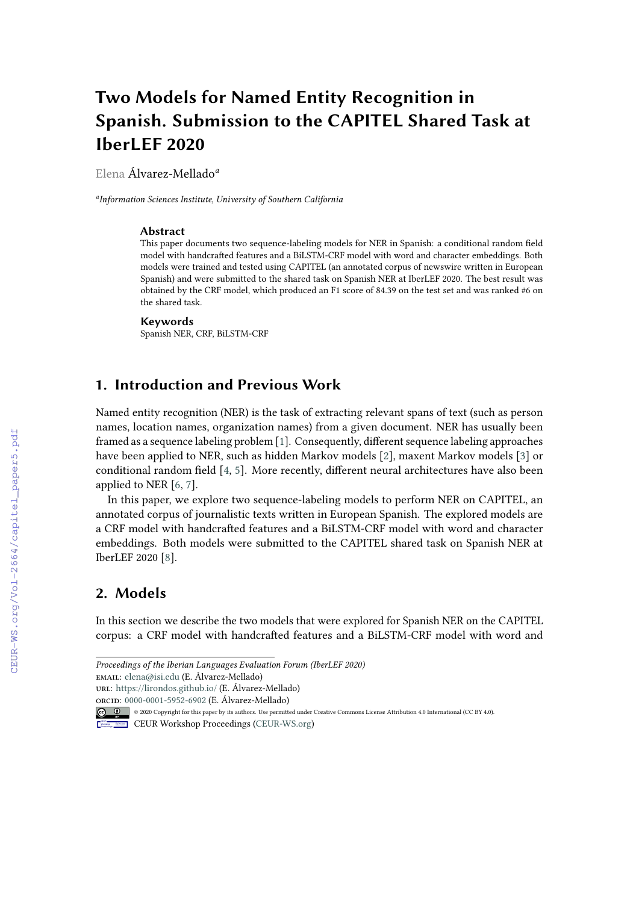# Two Models for Named Entity Recognition in Spanish. Submission to the CAPITEL Shared Task at IberLEF 2020

Elena Álvarez-Mellado[a]

[a]*Information Sciences Institute, University of Southern California*

### Abstract

This paper documents two sequence-labeling models for NER in Spanish: a conditional random field model with handcrafted features and a BiLSTM-CRF model with word and character embeddings. Both models were trained and tested using CAPITEL (an annotated corpus of newswire written in European Spanish) and were submitted to the shared task on Spanish NER at IberLEF 2020. The best result was obtained by the CRF model, which produced an F1 score of 84.39 on the test set and was ranked #6 on the shared task.

### Keywords

Spanish NER, CRF, BiLSTM-CRF

## 1. Introduction and Previous Work

Named entity recognition (NER) is the task of extracting relevant spans of text (such as person names, location names, organization names) from a given document. NER has usually been framed as a sequence labeling problem [1]. Consequently, different sequence labeling approaches have been applied to NER, such as hidden Markov models [2], maxent Markov models [3] or conditional random field [4, 5]. More recently, different neural architectures have also been applied to NER [6, 7].

In this paper, we explore two sequence-labeling models to perform NER on CAPITEL, an annotated corpus of journalistic texts written in European Spanish. The explored models are a CRF model with handcrafted features and a BiLSTM-CRF model with word and character embeddings. Both models were submitted to the CAPITEL shared task on Spanish NER at IberLEF 2020 [8].

## 2. Models

In this section we describe the two models that were explored for Spanish NER on the CAPITEL corpus: a CRF model with handcrafted features and a BiLSTM-CRF model with word and

*Proceedings of the Iberian Languages Evaluation Forum (IberLEF 2020)*

EMAIL: elena@isi.edu (E. Álvarez-Mellado)

URL: https://lirondos.github.io/ (E. Álvarez-Mellado)

ORCID: 0000-0001-5952-6902 (E. Álvarez-Mellado)

© 2020 Copyright for this paper by its authors. Use permitted under Creative Commons License Attribution 4.0 International (CC BY 4.0).

CEUR Workshop Proceedings (CEUR-WS.org)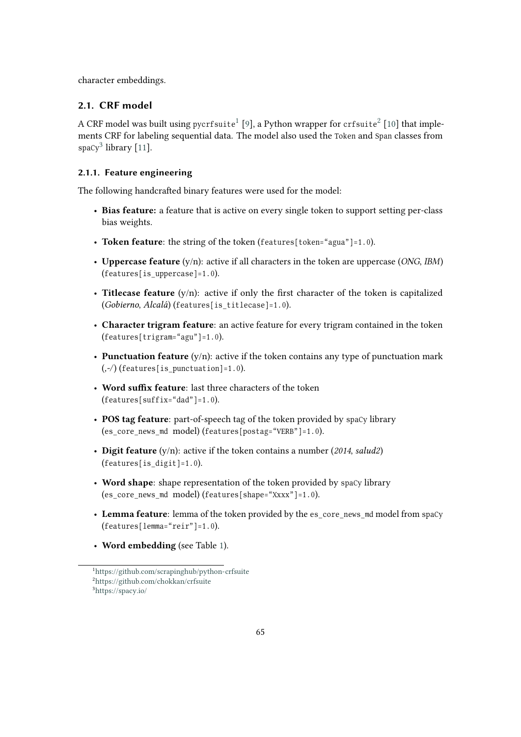character embeddings.

### 2.1. CRF model

A CRF model was built using `pycrfsuite`[1] [9], a Python wrapper for `crfsuite`[2] [10] that implements CRF for labeling sequential data. The model also used the `Token` and `Span` classes from `spaCy`[3] library [11].

#### 2.1.1. Feature engineering

The following handcrafted binary features were used for the model:

- **Bias feature:** a feature that is active on every single token to support setting per-class bias weights.
- **Token feature**: the string of the token (`features[token="agua"]=1.0`).
- **Uppercase feature** (y/n): active if all characters in the token are uppercase (*ONG*, *IBM*) (`features[is_uppercase]=1.0`).
- **Titlecase feature** (y/n): active if only the first character of the token is capitalized (*Gobierno*, *Alcalá*) (`features[is_titlecase]=1.0`).
- **Character trigram feature**: an active feature for every trigram contained in the token (`features[trigram="agu"]=1.0`).
- **Punctuation feature** (y/n): active if the token contains any type of punctuation mark (,-/) (`features[is_punctuation]=1.0`).
- **Word suffix feature**: last three characters of the token (`features[suffix="dad"]=1.0`).
- **POS tag feature**: part-of-speech tag of the token provided by `spaCy` library (`es_core_news_md` model) (`features[postag="VERB"]=1.0`).
- **Digit feature** (y/n): active if the token contains a number (*2014*, *salud2*) (`features[is_digit]=1.0`).
- **Word shape**: shape representation of the token provided by `spaCy` library (`es_core_news_md` model) (`features[shape="Xxxx"]=1.0`).
- **Lemma feature**: lemma of the token provided by the `es_core_news_md` model from `spaCy` (`features[lemma="reír"]=1.0`).
- **Word embedding** (see Table 1).

[1] https://github.com/scrapinghub/python-crfsuite
[2] https://github.com/chokkan/crfsuite
[3] https://spacy.io/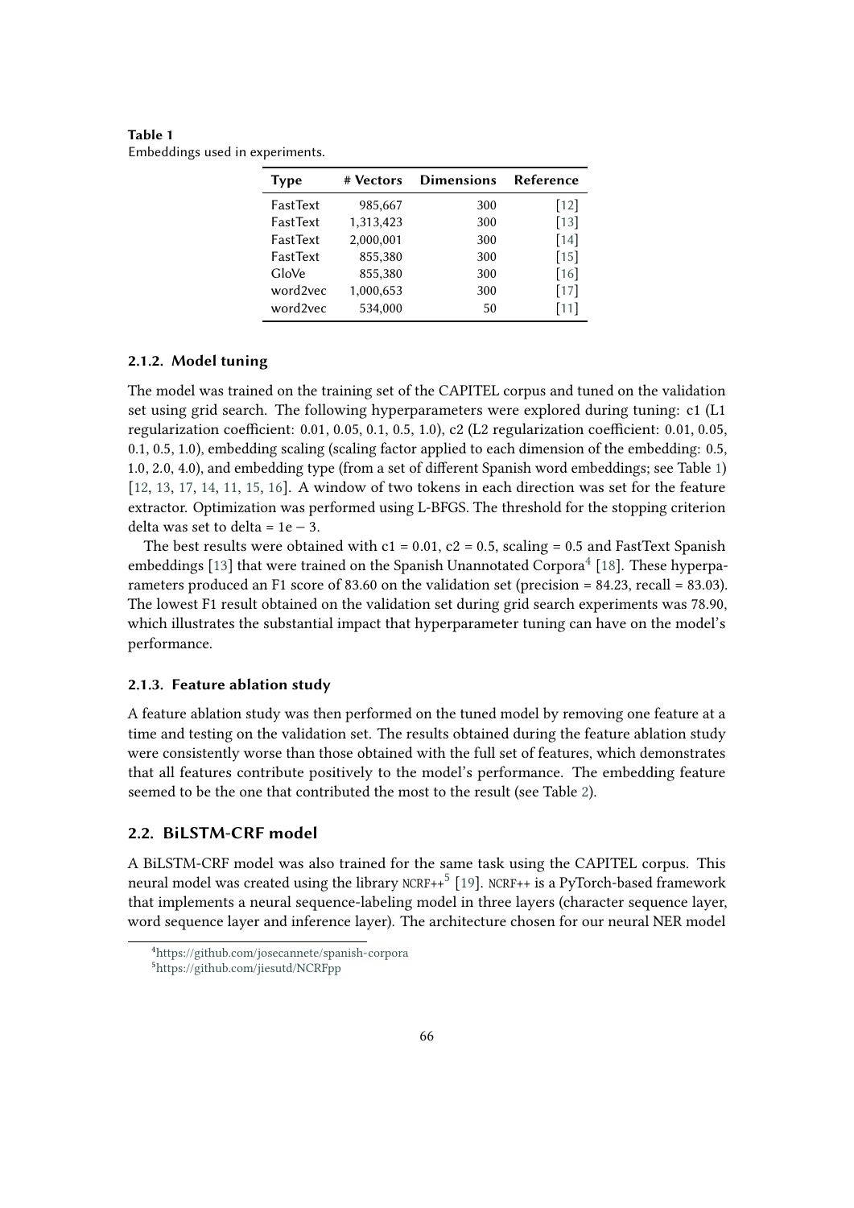**Table 1**
Embeddings used in experiments.

| Type | # Vectors | Dimensions | Reference |
|---|---|---|---|
| FastText | 985,667 | 300 | [12] |
| FastText | 1,313,423 | 300 | [13] |
| FastText | 2,000,001 | 300 | [14] |
| FastText | 855,380 | 300 | [15] |
| GloVe | 855,380 | 300 | [16] |
| word2vec | 1,000,653 | 300 | [17] |
| word2vec | 534,000 | 50 | [11] |

#### 2.1.2. Model tuning

The model was trained on the training set of the CAPITEL corpus and tuned on the validation set using grid search. The following hyperparameters were explored during tuning: c1 (L1 regularization coefficient: 0.01, 0.05, 0.1, 0.5, 1.0), c2 (L2 regularization coefficient: 0.01, 0.05, 0.1, 0.5, 1.0), embedding scaling (scaling factor applied to each dimension of the embedding: 0.5, 1.0, 2.0, 4.0), and embedding type (from a set of different Spanish word embeddings; see Table 1) [12, 13, 17, 14, 11, 15, 16]. A window of two tokens in each direction was set for the feature extractor. Optimization was performed using L-BFGS. The threshold for the stopping criterion delta was set to delta = $1e-3$.

The best results were obtained with c1 = 0.01, c2 = 0.5, scaling = 0.5 and FastText Spanish embeddings [13] that were trained on the Spanish Unannotated Corpora[4] [18]. These hyperparameters produced an F1 score of 83.60 on the validation set (precision = 84.23, recall = 83.03). The lowest F1 result obtained on the validation set during grid search experiments was 78.90, which illustrates the substantial impact that hyperparameter tuning can have on the model's performance.

#### 2.1.3. Feature ablation study

A feature ablation study was then performed on the tuned model by removing one feature at a time and testing on the validation set. The results obtained during the feature ablation study were consistently worse than those obtained with the full set of features, which demonstrates that all features contribute positively to the model's performance. The embedding feature seemed to be the one that contributed the most to the result (see Table 2).

### 2.2. BiLSTM-CRF model

A BiLSTM-CRF model was also trained for the same task using the CAPITEL corpus. This neural model was created using the library NCRF++[5] [19]. NCRF++ is a PyTorch-based framework that implements a neural sequence-labeling model in three layers (character sequence layer, word sequence layer and inference layer). The architecture chosen for our neural NER model

[4] https://github.com/josecannete/spanish-corpora
[5] https://github.com/jiesutd/NCRFpp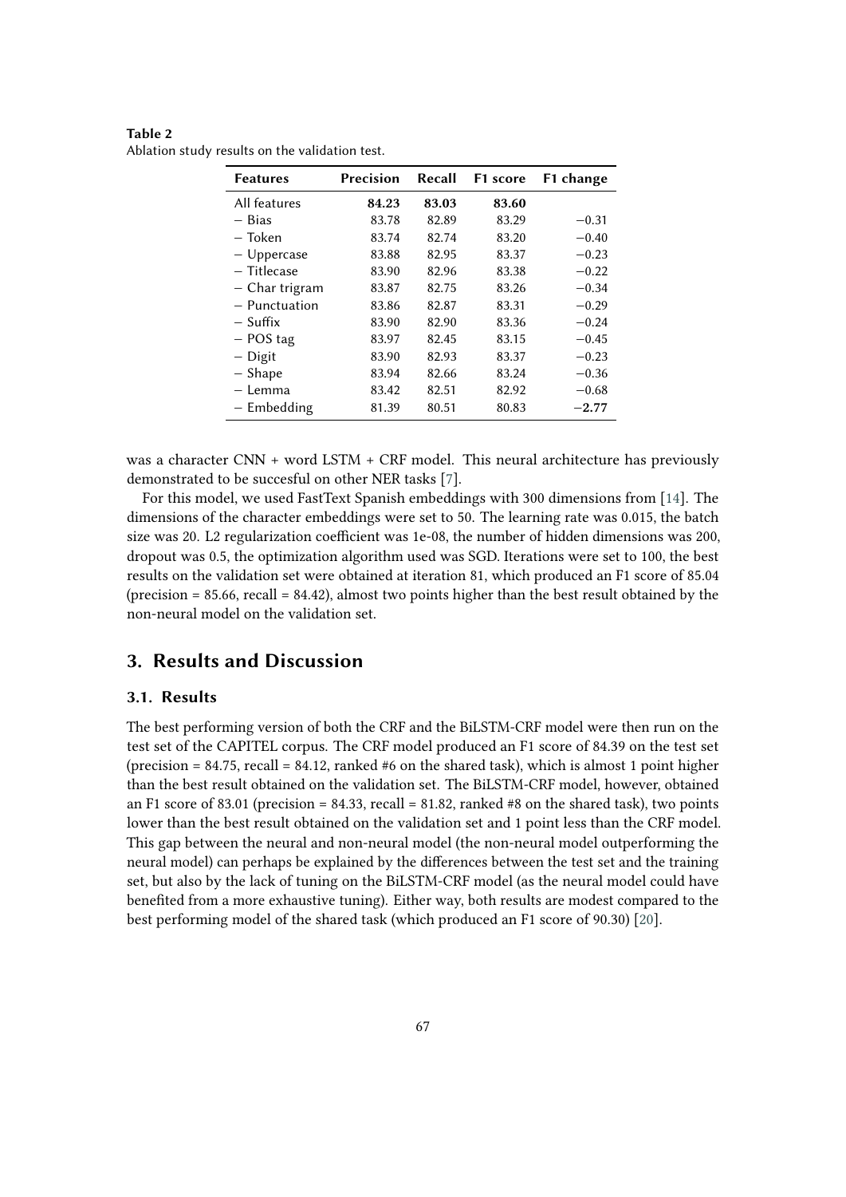**Table 2**
Ablation study results on the validation test.

| Features | Precision | Recall | F1 score | F1 change |
|---|---|---|---|---|
| All features | **84.23** | **83.03** | **83.60** | |
| − Bias | 83.78 | 82.89 | 83.29 | −0.31 |
| − Token | 83.74 | 82.74 | 83.20 | −0.40 |
| − Uppercase | 83.88 | 82.95 | 83.37 | −0.23 |
| − Titlecase | 83.90 | 82.96 | 83.38 | −0.22 |
| − Char trigram | 83.87 | 82.75 | 83.26 | −0.34 |
| − Punctuation | 83.86 | 82.87 | 83.31 | −0.29 |
| − Suffix | 83.90 | 82.90 | 83.36 | −0.24 |
| − POS tag | 83.97 | 82.45 | 83.15 | −0.45 |
| − Digit | 83.90 | 82.93 | 83.37 | −0.23 |
| − Shape | 83.94 | 82.66 | 83.24 | −0.36 |
| − Lemma | 83.42 | 82.51 | 82.92 | −0.68 |
| − Embedding | 81.39 | 80.51 | 80.83 | **−2.77** |

was a character CNN + word LSTM + CRF model. This neural architecture has previously demonstrated to be succesful on other NER tasks [7].

For this model, we used FastText Spanish embeddings with 300 dimensions from [14]. The dimensions of the character embeddings were set to 50. The learning rate was 0.015, the batch size was 20. L2 regularization coefficient was 1e-08, the number of hidden dimensions was 200, dropout was 0.5, the optimization algorithm used was SGD. Iterations were set to 100, the best results on the validation set were obtained at iteration 81, which produced an F1 score of 85.04 (precision = 85.66, recall = 84.42), almost two points higher than the best result obtained by the non-neural model on the validation set.

## 3. Results and Discussion

### 3.1. Results

The best performing version of both the CRF and the BiLSTM-CRF model were then run on the test set of the CAPITEL corpus. The CRF model produced an F1 score of 84.39 on the test set (precision = 84.75, recall = 84.12, ranked #6 on the shared task), which is almost 1 point higher than the best result obtained on the validation set. The BiLSTM-CRF model, however, obtained an F1 score of 83.01 (precision = 84.33, recall = 81.82, ranked #8 on the shared task), two points lower than the best result obtained on the validation set and 1 point less than the CRF model. This gap between the neural and non-neural model (the non-neural model outperforming the neural model) can perhaps be explained by the differences between the test set and the training set, but also by the lack of tuning on the BiLSTM-CRF model (as the neural model could have benefited from a more exhaustive tuning). Either way, both results are modest compared to the best performing model of the shared task (which produced an F1 score of 90.30) [20].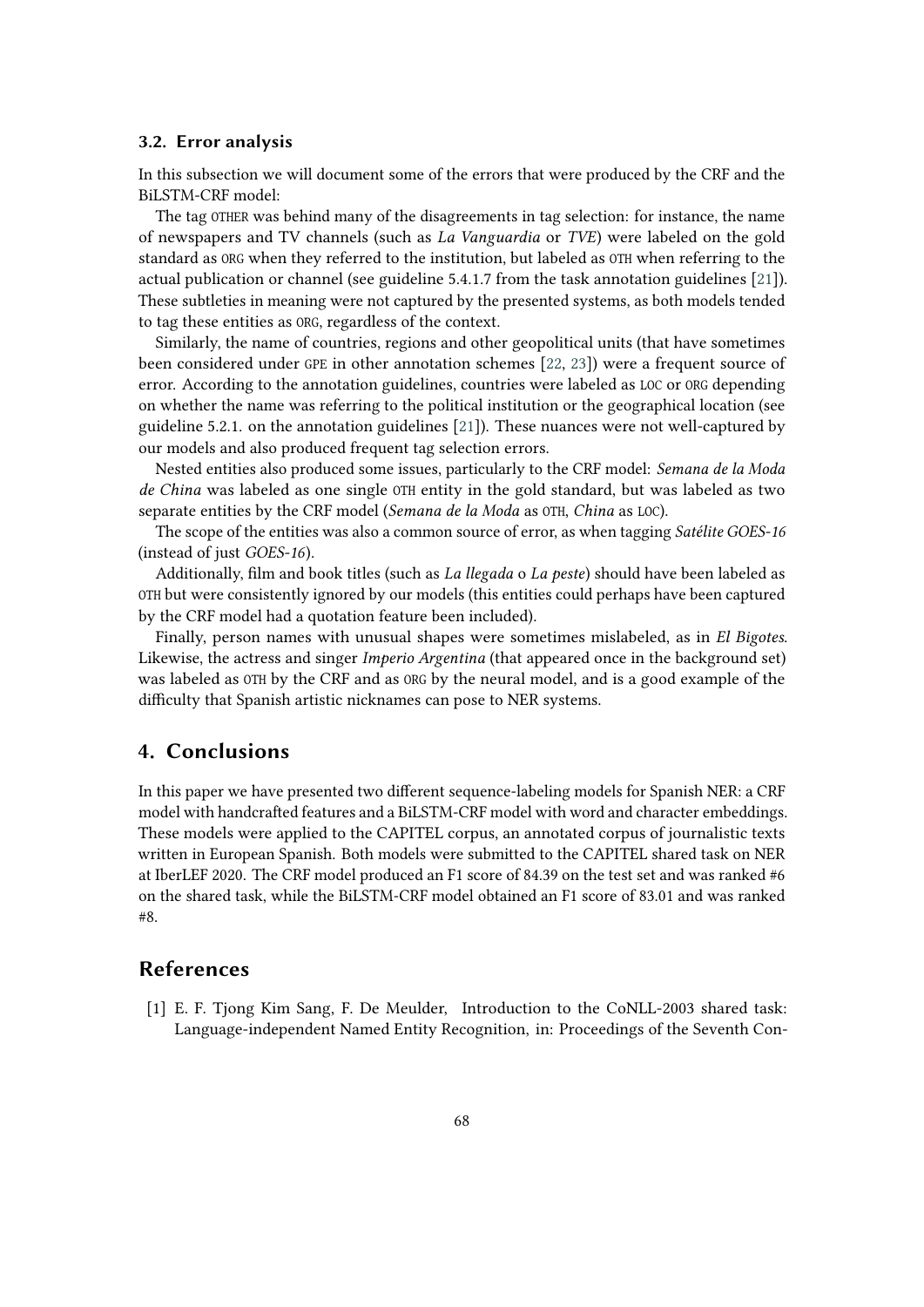### 3.2. Error analysis

In this subsection we will document some of the errors that were produced by the CRF and the BiLSTM-CRF model:

The tag OTHER was behind many of the disagreements in tag selection: for instance, the name of newspapers and TV channels (such as *La Vanguardia* or *TVE*) were labeled on the gold standard as ORG when they referred to the institution, but labeled as OTH when referring to the actual publication or channel (see guideline 5.4.1.7 from the task annotation guidelines [21]). These subtleties in meaning were not captured by the presented systems, as both models tended to tag these entities as ORG, regardless of the context.

Similarly, the name of countries, regions and other geopolitical units (that have sometimes been considered under GPE in other annotation schemes [22, 23]) were a frequent source of error. According to the annotation guidelines, countries were labeled as LOC or ORG depending on whether the name was referring to the political institution or the geographical location (see guideline 5.2.1. on the annotation guidelines [21]). These nuances were not well-captured by our models and also produced frequent tag selection errors.

Nested entities also produced some issues, particularly to the CRF model: *Semana de la Moda de China* was labeled as one single OTH entity in the gold standard, but was labeled as two separate entities by the CRF model (*Semana de la Moda* as OTH, *China* as LOC).

The scope of the entities was also a common source of error, as when tagging *Satélite GOES-16* (instead of just *GOES-16*).

Additionally, film and book titles (such as *La llegada* o *La peste*) should have been labeled as OTH but were consistently ignored by our models (this entities could perhaps have been captured by the CRF model had a quotation feature been included).

Finally, person names with unusual shapes were sometimes mislabeled, as in *El Bigotes*. Likewise, the actress and singer *Imperio Argentina* (that appeared once in the background set) was labeled as OTH by the CRF and as ORG by the neural model, and is a good example of the difficulty that Spanish artistic nicknames can pose to NER systems.

## 4. Conclusions

In this paper we have presented two different sequence-labeling models for Spanish NER: a CRF model with handcrafted features and a BiLSTM-CRF model with word and character embeddings. These models were applied to the CAPITEL corpus, an annotated corpus of journalistic texts written in European Spanish. Both models were submitted to the CAPITEL shared task on NER at IberLEF 2020. The CRF model produced an F1 score of 84.39 on the test set and was ranked #6 on the shared task, while the BiLSTM-CRF model obtained an F1 score of 83.01 and was ranked #8.

## References

[1] E. F. Tjong Kim Sang, F. De Meulder, Introduction to the CoNLL-2003 shared task: Language-independent Named Entity Recognition, in: Proceedings of the Seventh Con-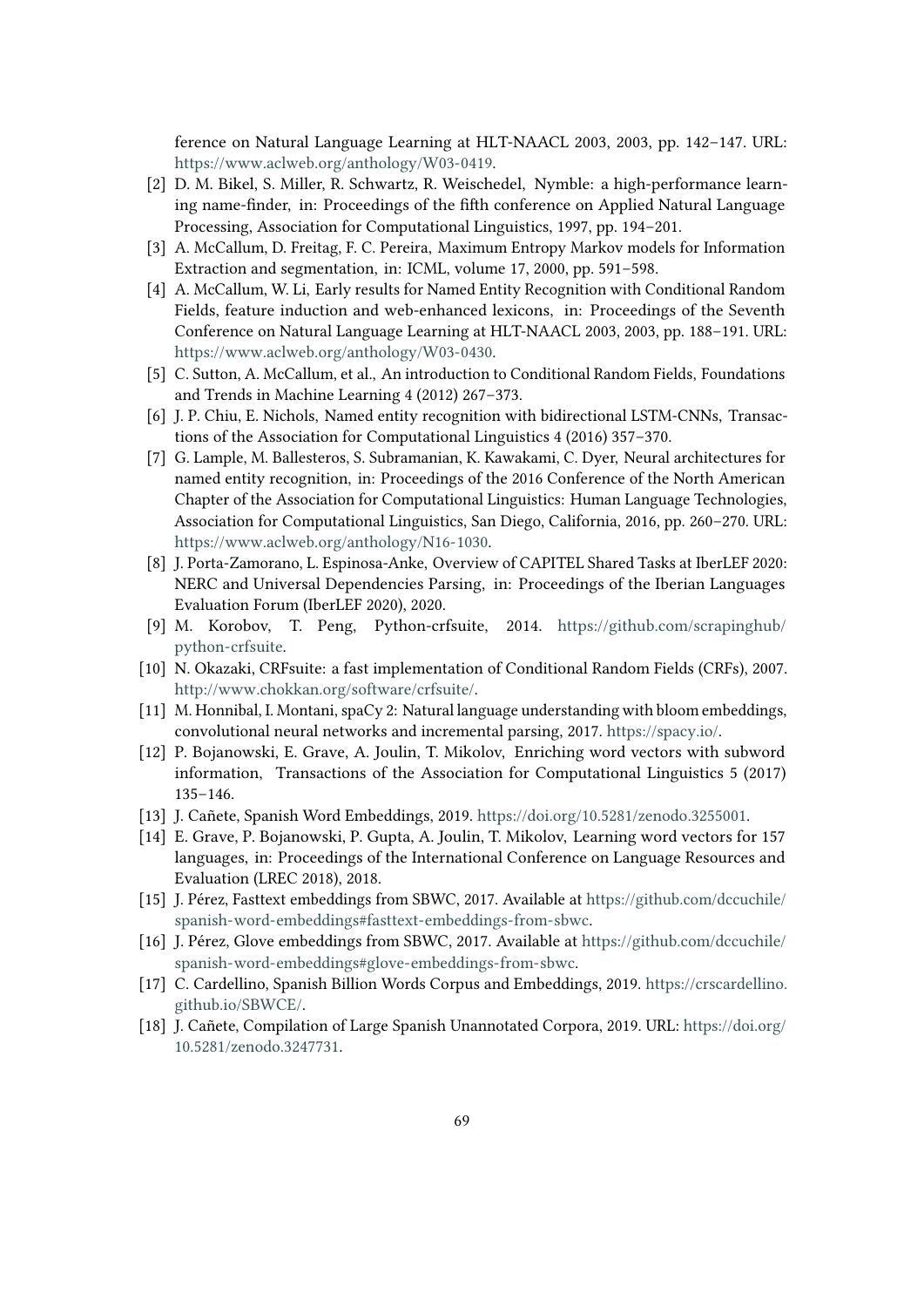ference on Natural Language Learning at HLT-NAACL 2003, 2003, pp. 142–147. URL: https://www.aclweb.org/anthology/W03-0419.

[2] D. M. Bikel, S. Miller, R. Schwartz, R. Weischedel, Nymble: a high-performance learning name-finder, in: Proceedings of the fifth conference on Applied Natural Language Processing, Association for Computational Linguistics, 1997, pp. 194–201.

[3] A. McCallum, D. Freitag, F. C. Pereira, Maximum Entropy Markov models for Information Extraction and segmentation, in: ICML, volume 17, 2000, pp. 591–598.

[4] A. McCallum, W. Li, Early results for Named Entity Recognition with Conditional Random Fields, feature induction and web-enhanced lexicons, in: Proceedings of the Seventh Conference on Natural Language Learning at HLT-NAACL 2003, 2003, pp. 188–191. URL: https://www.aclweb.org/anthology/W03-0430.

[5] C. Sutton, A. McCallum, et al., An introduction to Conditional Random Fields, Foundations and Trends in Machine Learning 4 (2012) 267–373.

[6] J. P. Chiu, E. Nichols, Named entity recognition with bidirectional LSTM-CNNs, Transactions of the Association for Computational Linguistics 4 (2016) 357–370.

[7] G. Lample, M. Ballesteros, S. Subramanian, K. Kawakami, C. Dyer, Neural architectures for named entity recognition, in: Proceedings of the 2016 Conference of the North American Chapter of the Association for Computational Linguistics: Human Language Technologies, Association for Computational Linguistics, San Diego, California, 2016, pp. 260–270. URL: https://www.aclweb.org/anthology/N16-1030.

[8] J. Porta-Zamorano, L. Espinosa-Anke, Overview of CAPITEL Shared Tasks at IberLEF 2020: NERC and Universal Dependencies Parsing, in: Proceedings of the Iberian Languages Evaluation Forum (IberLEF 2020), 2020.

[9] M. Korobov, T. Peng, Python-crfsuite, 2014. https://github.com/scrapinghub/python-crfsuite.

[10] N. Okazaki, CRFsuite: a fast implementation of Conditional Random Fields (CRFs), 2007. http://www.chokkan.org/software/crfsuite/.

[11] M. Honnibal, I. Montani, spaCy 2: Natural language understanding with bloom embeddings, convolutional neural networks and incremental parsing, 2017. https://spacy.io/.

[12] P. Bojanowski, E. Grave, A. Joulin, T. Mikolov, Enriching word vectors with subword information, Transactions of the Association for Computational Linguistics 5 (2017) 135–146.

[13] J. Cañete, Spanish Word Embeddings, 2019. https://doi.org/10.5281/zenodo.3255001.

[14] E. Grave, P. Bojanowski, P. Gupta, A. Joulin, T. Mikolov, Learning word vectors for 157 languages, in: Proceedings of the International Conference on Language Resources and Evaluation (LREC 2018), 2018.

[15] J. Pérez, Fasttext embeddings from SBWC, 2017. Available at https://github.com/dccuchile/spanish-word-embeddings#fasttext-embeddings-from-sbwc.

[16] J. Pérez, Glove embeddings from SBWC, 2017. Available at https://github.com/dccuchile/spanish-word-embeddings#glove-embeddings-from-sbwc.

[17] C. Cardellino, Spanish Billion Words Corpus and Embeddings, 2019. https://crscardellino.github.io/SBWCE/.

[18] J. Cañete, Compilation of Large Spanish Unannotated Corpora, 2019. URL: https://doi.org/10.5281/zenodo.3247731.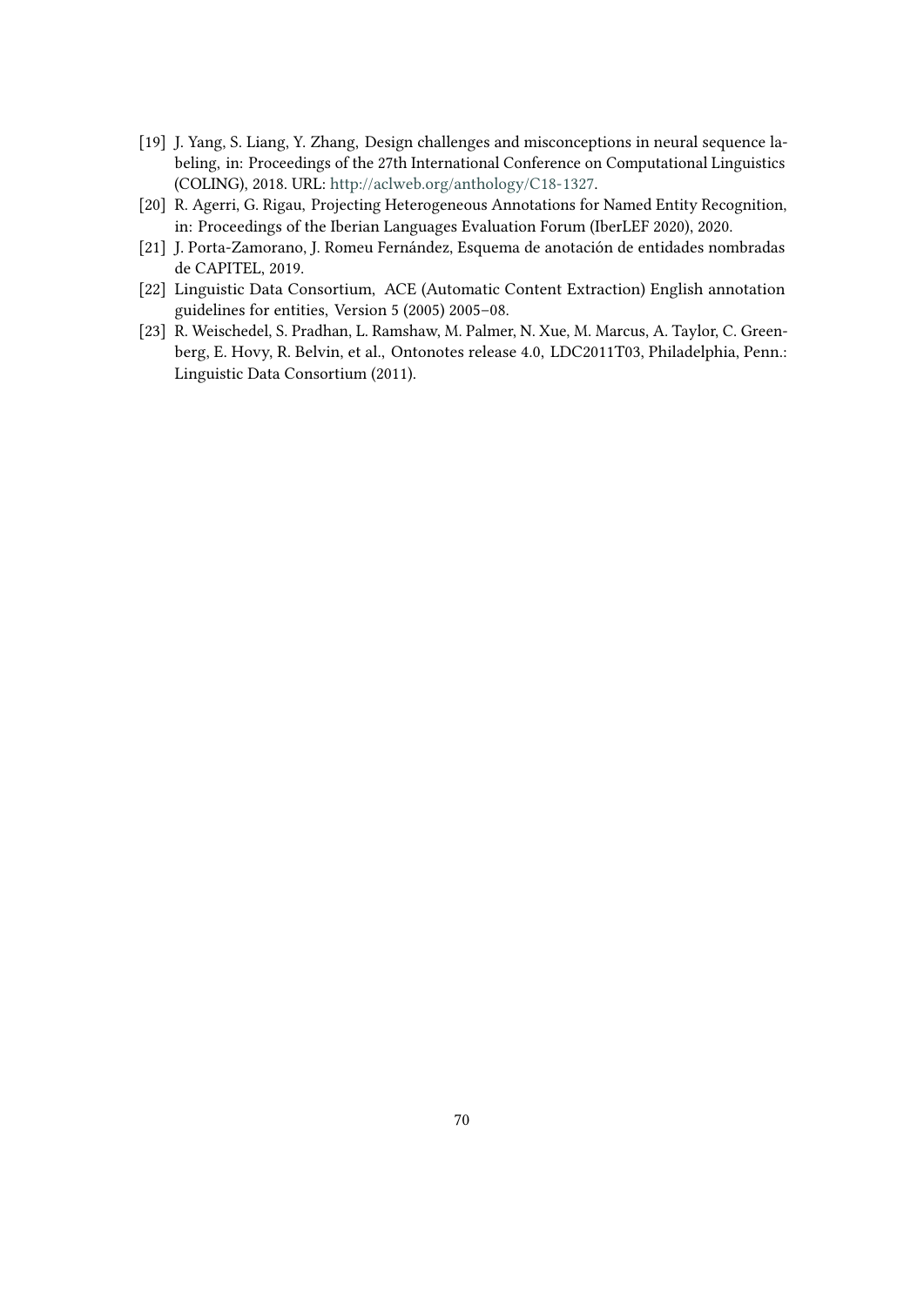[19] J. Yang, S. Liang, Y. Zhang, Design challenges and misconceptions in neural sequence labeling, in: Proceedings of the 27th International Conference on Computational Linguistics (COLING), 2018. URL: http://aclweb.org/anthology/C18-1327.

[20] R. Agerri, G. Rigau, Projecting Heterogeneous Annotations for Named Entity Recognition, in: Proceedings of the Iberian Languages Evaluation Forum (IberLEF 2020), 2020.

[21] J. Porta-Zamorano, J. Romeu Fernández, Esquema de anotación de entidades nombradas de CAPITEL, 2019.

[22] Linguistic Data Consortium, ACE (Automatic Content Extraction) English annotation guidelines for entities, Version 5 (2005) 2005–08.

[23] R. Weischedel, S. Pradhan, L. Ramshaw, M. Palmer, N. Xue, M. Marcus, A. Taylor, C. Greenberg, E. Hovy, R. Belvin, et al., Ontonotes release 4.0, LDC2011T03, Philadelphia, Penn.: Linguistic Data Consortium (2011).